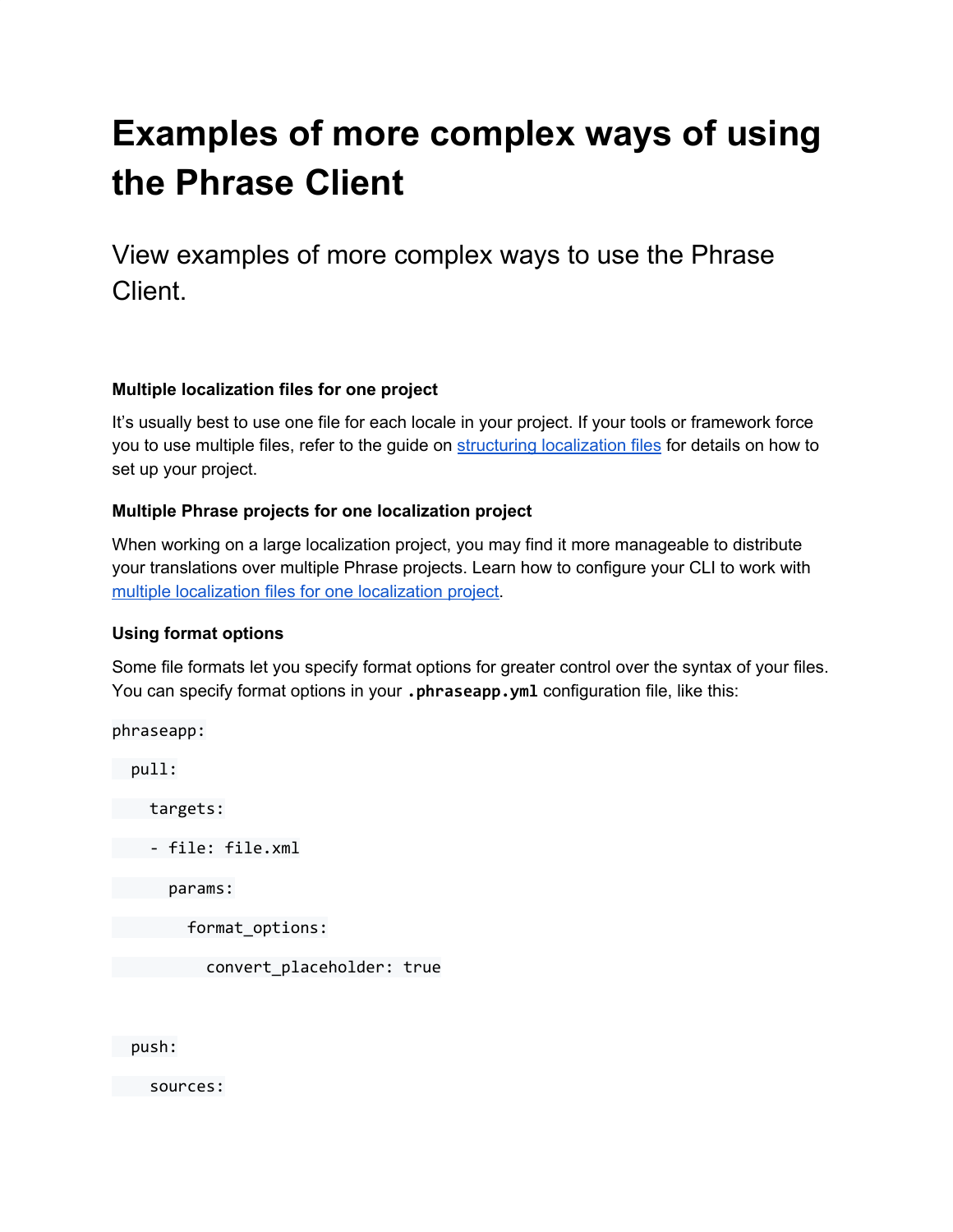# Examples of more complex ways of using the Phrase Client

## View examples of more complex ways to use the Phrase Client.

#### Multiple localization files for one project

It's usually best to use one file for each locale in your project. If your tools or framework force you to use multiple files, refer to the guide on [structuring localization files]() for details on how to set up your project.

#### Multiple Phrase projects for one localization project

When working on a large localization project, you may find it more manageable to distribute your translations over multiple Phrase projects. Learn how to configure your CLI to work with [multiple localization files for one localization project]().

#### Using format options

Some file formats let you specify format options for greater control over the syntax of your files. You can specify format options in your `.phraseapp.yml` configuration file, like this:

```
phraseapp:
  pull:
    targets:
    - file: file.xml
      params:
        format_options:
          convert_placeholder: true

  push:
    sources:
```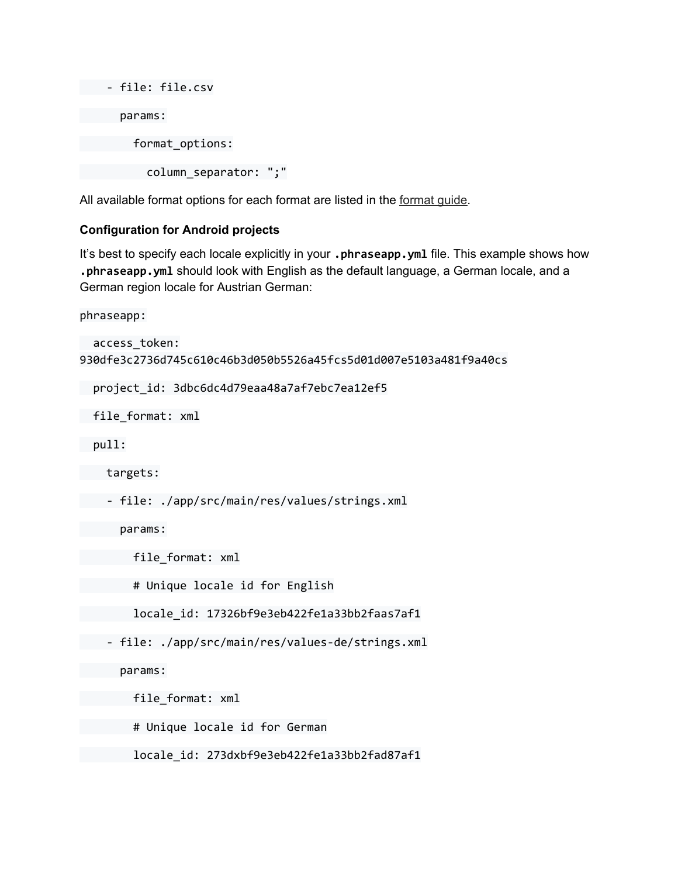```
    - file: file.csv
      params:
        format_options:
          column_separator: ";"
```

All available format options for each format are listed in the format guide.

**Configuration for Android projects**

It's best to specify each locale explicitly in your **`.phraseapp.yml`** file. This example shows how **`.phraseapp.yml`** should look with English as the default language, a German locale, and a German region locale for Austrian German:

```
phraseapp:
  access_token:
930dfe3c2736d745c610c46b3d050b5526a45fcs5d01d007e5103a481f9a40cs
  project_id: 3dbc6dc4d79eaa48a7af7ebc7ea12ef5
  file_format: xml
  pull:
    targets:
    - file: ./app/src/main/res/values/strings.xml
      params:
        file_format: xml
        # Unique locale id for English
        locale_id: 17326bf9e3eb422fe1a33bb2faas7af1
    - file: ./app/src/main/res/values-de/strings.xml
      params:
        file_format: xml
        # Unique locale id for German
        locale_id: 273dxbf9e3eb422fe1a33bb2fad87af1
```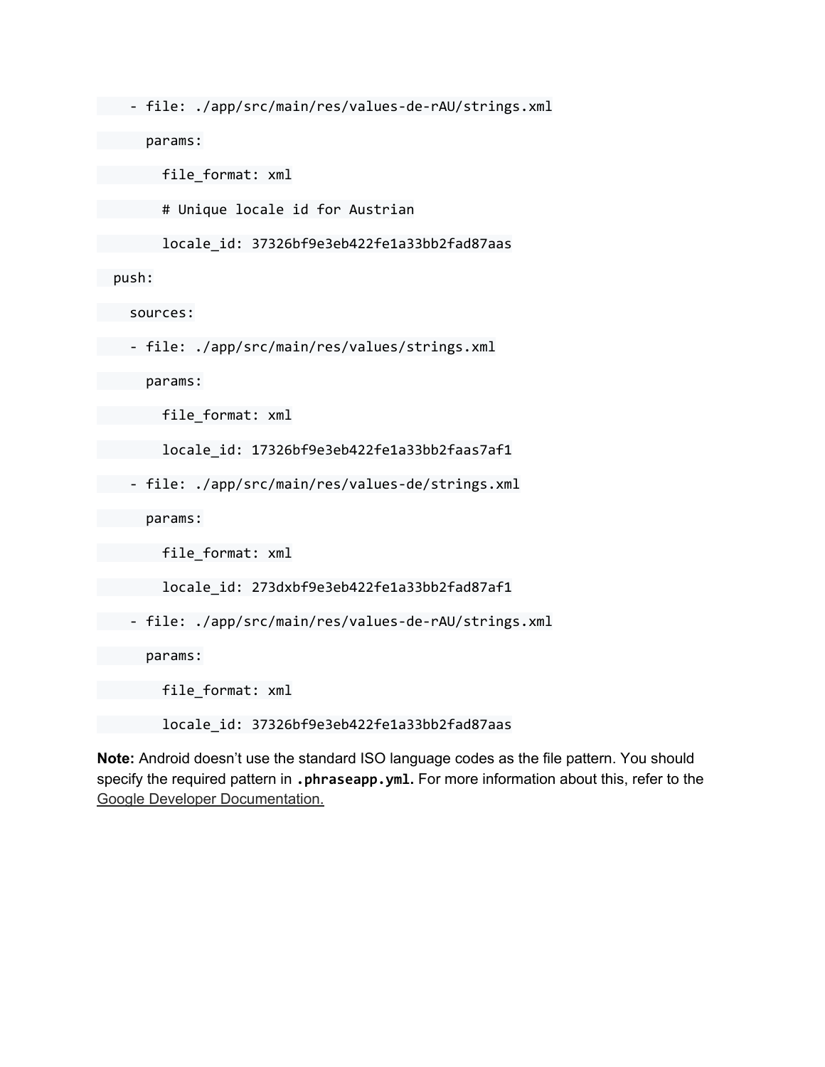```
    - file: ./app/src/main/res/values-de-rAU/strings.xml
      params:
        file_format: xml
        # Unique locale id for Austrian
        locale_id: 37326bf9e3eb422fe1a33bb2fad87aas
  push:
    sources:
    - file: ./app/src/main/res/values/strings.xml
      params:
        file_format: xml
        locale_id: 17326bf9e3eb422fe1a33bb2faas7af1
    - file: ./app/src/main/res/values-de/strings.xml
      params:
        file_format: xml
        locale_id: 273dxbf9e3eb422fe1a33bb2fad87af1
    - file: ./app/src/main/res/values-de-rAU/strings.xml
      params:
        file_format: xml
        locale_id: 37326bf9e3eb422fe1a33bb2fad87aas
```

**Note:** Android doesn't use the standard ISO language codes as the file pattern. You should specify the required pattern in **`.phraseapp.yml`.** For more information about this, refer to the Google Developer Documentation.